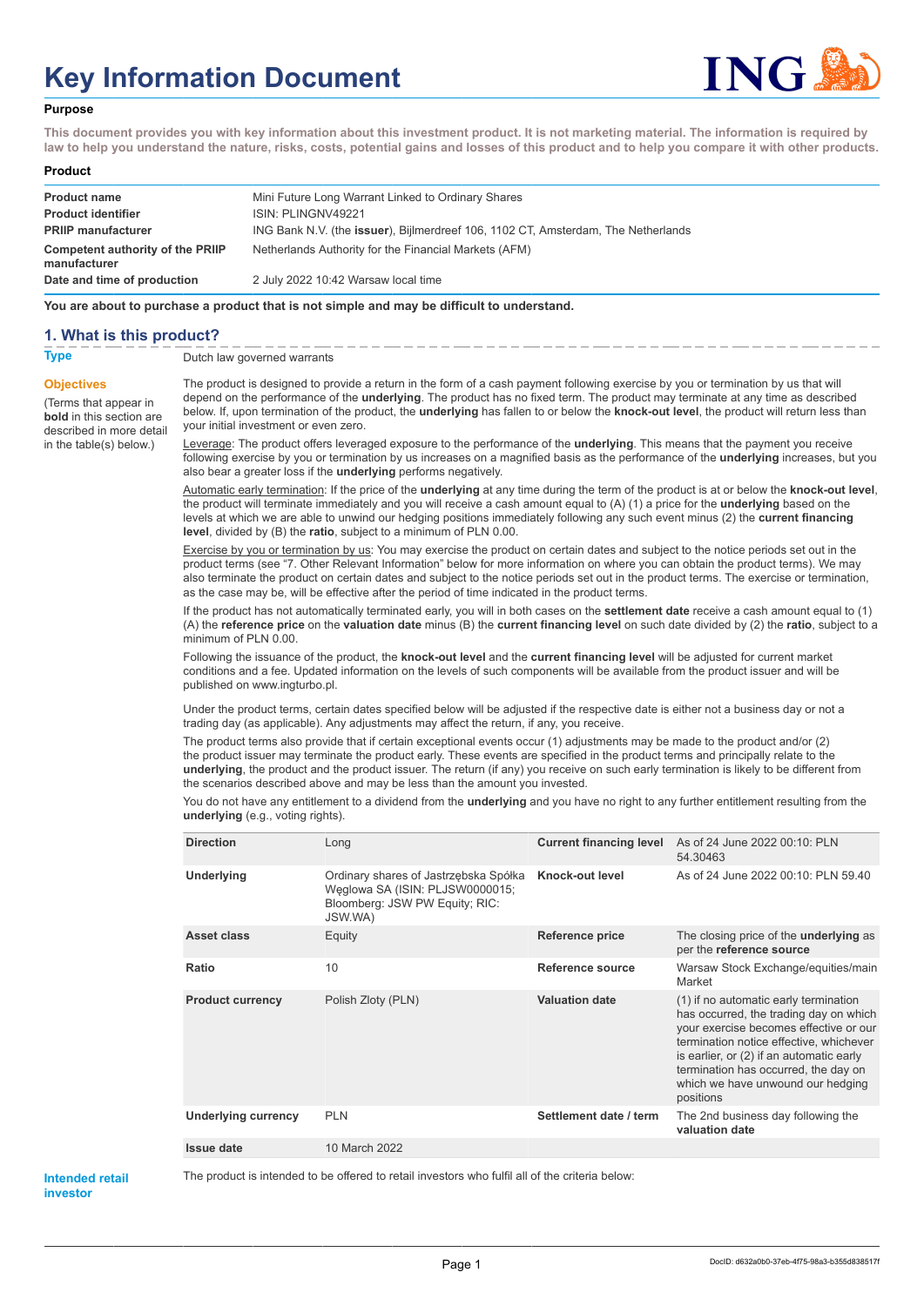# Key Information Document

**Purpose**

**This document provides you with key information about this investment product. It is not marketing material. The information is required by law to help you understand the nature, risks, costs, potential gains and losses of this product and to help you compare it with other products.**

**Product**

| | |
|---|---|
| **Product name** | Mini Future Long Warrant Linked to Ordinary Shares |
| **Product identifier** | ISIN: PLINGNV49221 |
| **PRIIP manufacturer** | ING Bank N.V. (the **issuer**), Bijlmerdreef 106, 1102 CT, Amsterdam, The Netherlands |
| **Competent authority of the PRIIP manufacturer** | Netherlands Authority for the Financial Markets (AFM) |
| **Date and time of production** | 2 July 2022 10:42 Warsaw local time |

**You are about to purchase a product that is not simple and may be difficult to understand.**

## 1. What is this product?

**Type**

Dutch law governed warrants

**Objectives**

(Terms that appear in **bold** in this section are described in more detail in the table(s) below.)

The product is designed to provide a return in the form of a cash payment following exercise by you or termination by us that will depend on the performance of the **underlying**. The product has no fixed term. The product may terminate at any time as described below. If, upon termination of the product, the **underlying** has fallen to or below the **knock-out level**, the product will return less than your initial investment or even zero.

Leverage: The product offers leveraged exposure to the performance of the **underlying**. This means that the payment you receive following exercise by you or termination by us increases on a magnified basis as the performance of the **underlying** increases, but you also bear a greater loss if the **underlying** performs negatively.

Automatic early termination: If the price of the **underlying** at any time during the term of the product is at or below the **knock-out level**, the product will terminate immediately and you will receive a cash amount equal to (A) (1) a price for the **underlying** based on the levels at which we are able to unwind our hedging positions immediately following any such event minus (2) the **current financing level**, divided by (B) the **ratio**, subject to a minimum of PLN 0.00.

Exercise by you or termination by us: You may exercise the product on certain dates and subject to the notice periods set out in the product terms (see "7. Other Relevant Information" below for more information on where you can obtain the product terms). We may also terminate the product on certain dates and subject to the notice periods set out in the product terms. The exercise or termination, as the case may be, will be effective after the period of time indicated in the product terms.

If the product has not automatically terminated early, you will in both cases on the **settlement date** receive a cash amount equal to (1) (A) the **reference price** on the **valuation date** minus (B) the **current financing level** on such date divided by (2) the **ratio**, subject to a minimum of PLN 0.00.

Following the issuance of the product, the **knock-out level** and the **current financing level** will be adjusted for current market conditions and a fee. Updated information on the levels of such components will be available from the product issuer and will be published on www.ingturbo.pl.

Under the product terms, certain dates specified below will be adjusted if the respective date is either not a business day or not a trading day (as applicable). Any adjustments may affect the return, if any, you receive.

The product terms also provide that if certain exceptional events occur (1) adjustments may be made to the product and/or (2) the product issuer may terminate the product early. These events are specified in the product terms and principally relate to the **underlying**, the product and the product issuer. The return (if any) you receive on such early termination is likely to be different from the scenarios described above and may be less than the amount you invested.

You do not have any entitlement to a dividend from the **underlying** and you have no right to any further entitlement resulting from the **underlying** (e.g., voting rights).

| | | | |
|---|---|---|---|
| **Direction** | Long | **Current financing level** | As of 24 June 2022 00:10: PLN 54.30463 |
| **Underlying** | Ordinary shares of Jastrzębska Spółka Węglowa SA (ISIN: PLJSW0000015; Bloomberg: JSW PW Equity; RIC: JSW.WA) | **Knock-out level** | As of 24 June 2022 00:10: PLN 59.40 |
| **Asset class** | Equity | **Reference price** | The closing price of the **underlying** as per the **reference source** |
| **Ratio** | 10 | **Reference source** | Warsaw Stock Exchange/equities/main Market |
| **Product currency** | Polish Zloty (PLN) | **Valuation date** | (1) if no automatic early termination has occurred, the trading day on which your exercise becomes effective or our termination notice effective, whichever is earlier, or (2) if an automatic early termination has occurred, the day on which we have unwound our hedging positions |
| **Underlying currency** | PLN | **Settlement date / term** | The 2nd business day following the **valuation date** |
| **Issue date** | 10 March 2022 | | |

**Intended retail investor**

The product is intended to be offered to retail investors who fulfil all of the criteria below: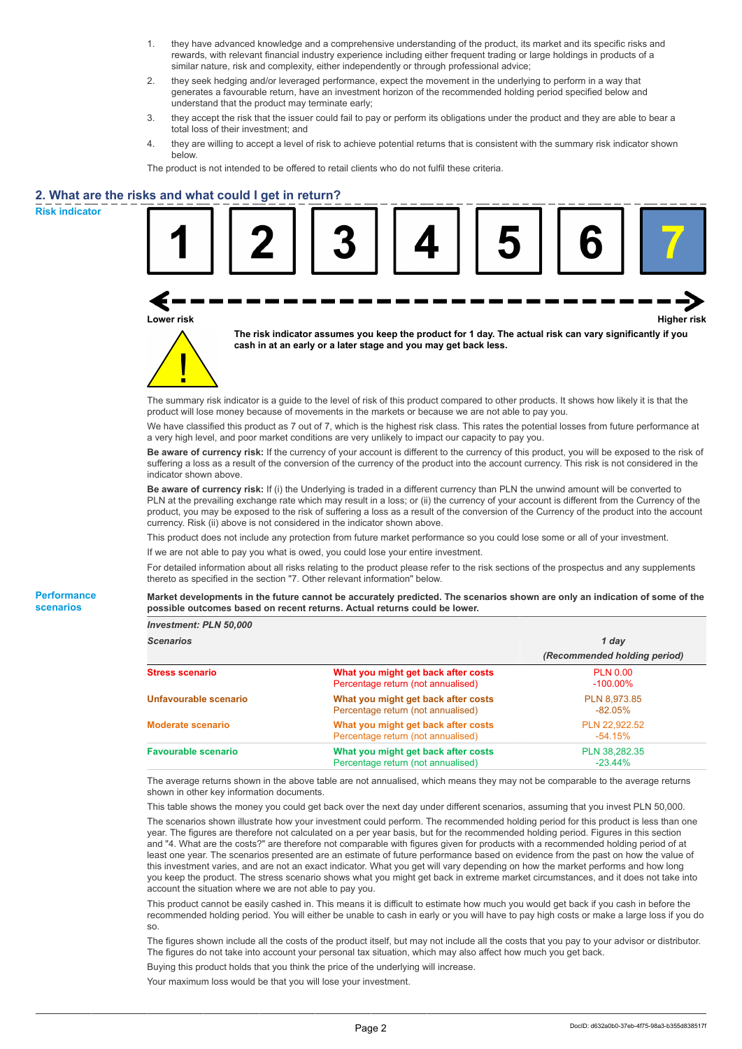1. they have advanced knowledge and a comprehensive understanding of the product, its market and its specific risks and rewards, with relevant financial industry experience including either frequent trading or large holdings in products of a similar nature, risk and complexity, either independently or through professional advice;
2. they seek hedging and/or leveraged performance, expect the movement in the underlying to perform in a way that generates a favourable return, have an investment horizon of the recommended holding period specified below and understand that the product may terminate early;
3. they accept the risk that the issuer could fail to pay or perform its obligations under the product and they are able to bear a total loss of their investment; and
4. they are willing to accept a level of risk to achieve potential returns that is consistent with the summary risk indicator shown below.

The product is not intended to be offered to retail clients who do not fulfil these criteria.

## 2. What are the risks and what could I get in return?

### Risk indicator

| 1 | 2 | 3 | 4 | 5 | 6 | **7** |
|---|---|---|---|---|---|---|

Lower risk — Higher risk

**The risk indicator assumes you keep the product for 1 day. The actual risk can vary significantly if you cash in at an early or a later stage and you may get back less.**

The summary risk indicator is a guide to the level of risk of this product compared to other products. It shows how likely it is that the product will lose money because of movements in the markets or because we are not able to pay you.

We have classified this product as 7 out of 7, which is the highest risk class. This rates the potential losses from future performance at a very high level, and poor market conditions are very unlikely to impact our capacity to pay you.

**Be aware of currency risk:** If the currency of your account is different to the currency of this product, you will be exposed to the risk of suffering a loss as a result of the conversion of the currency of the product into the account currency. This risk is not considered in the indicator shown above.

**Be aware of currency risk:** If (i) the Underlying is traded in a different currency than PLN the unwind amount will be converted to PLN at the prevailing exchange rate which may result in a loss; or (ii) the currency of your account is different from the Currency of the product, you may be exposed to the risk of suffering a loss as a result of the conversion of the Currency of the product into the account currency. Risk (ii) above is not considered in the indicator shown above.

This product does not include any protection from future market performance so you could lose some or all of your investment.

If we are not able to pay you what is owed, you could lose your entire investment.

For detailed information about all risks relating to the product please refer to the risk sections of the prospectus and any supplements thereto as specified in the section "7. Other relevant information" below.

### Performance scenarios

**Market developments in the future cannot be accurately predicted. The scenarios shown are only an indication of some of the possible outcomes based on recent returns. Actual returns could be lower.**

| *Investment: PLN 50,000* | | |
|---|---|---|
| *Scenarios* | | *1 day (Recommended holding period)* |
| **Stress scenario** | **What you might get back after costs** | PLN 0.00 |
| | Percentage return (not annualised) | -100.00% |
| **Unfavourable scenario** | **What you might get back after costs** | PLN 8,973.85 |
| | Percentage return (not annualised) | -82.05% |
| **Moderate scenario** | **What you might get back after costs** | PLN 22,922.52 |
| | Percentage return (not annualised) | -54.15% |
| **Favourable scenario** | **What you might get back after costs** | PLN 38,282.35 |
| | Percentage return (not annualised) | -23.44% |

The average returns shown in the above table are not annualised, which means they may not be comparable to the average returns shown in other key information documents.

This table shows the money you could get back over the next day under different scenarios, assuming that you invest PLN 50,000.

The scenarios shown illustrate how your investment could perform. The recommended holding period for this product is less than one year. The figures are therefore not calculated on a per year basis, but for the recommended holding period. Figures in this section and "4. What are the costs?" are therefore not comparable with figures given for products with a recommended holding period of at least one year. The scenarios presented are an estimate of future performance based on evidence from the past on how the value of this investment varies, and are not an exact indicator. What you get will vary depending on how the market performs and how long you keep the product. The stress scenario shows what you might get back in extreme market circumstances, and it does not take into account the situation where we are not able to pay you.

This product cannot be easily cashed in. This means it is difficult to estimate how much you would get back if you cash in before the recommended holding period. You will either be unable to cash in early or you will have to pay high costs or make a large loss if you do so.

The figures shown include all the costs of the product itself, but may not include all the costs that you pay to your advisor or distributor. The figures do not take into account your personal tax situation, which may also affect how much you get back.

Buying this product holds that you think the price of the underlying will increase.

Your maximum loss would be that you will lose your investment.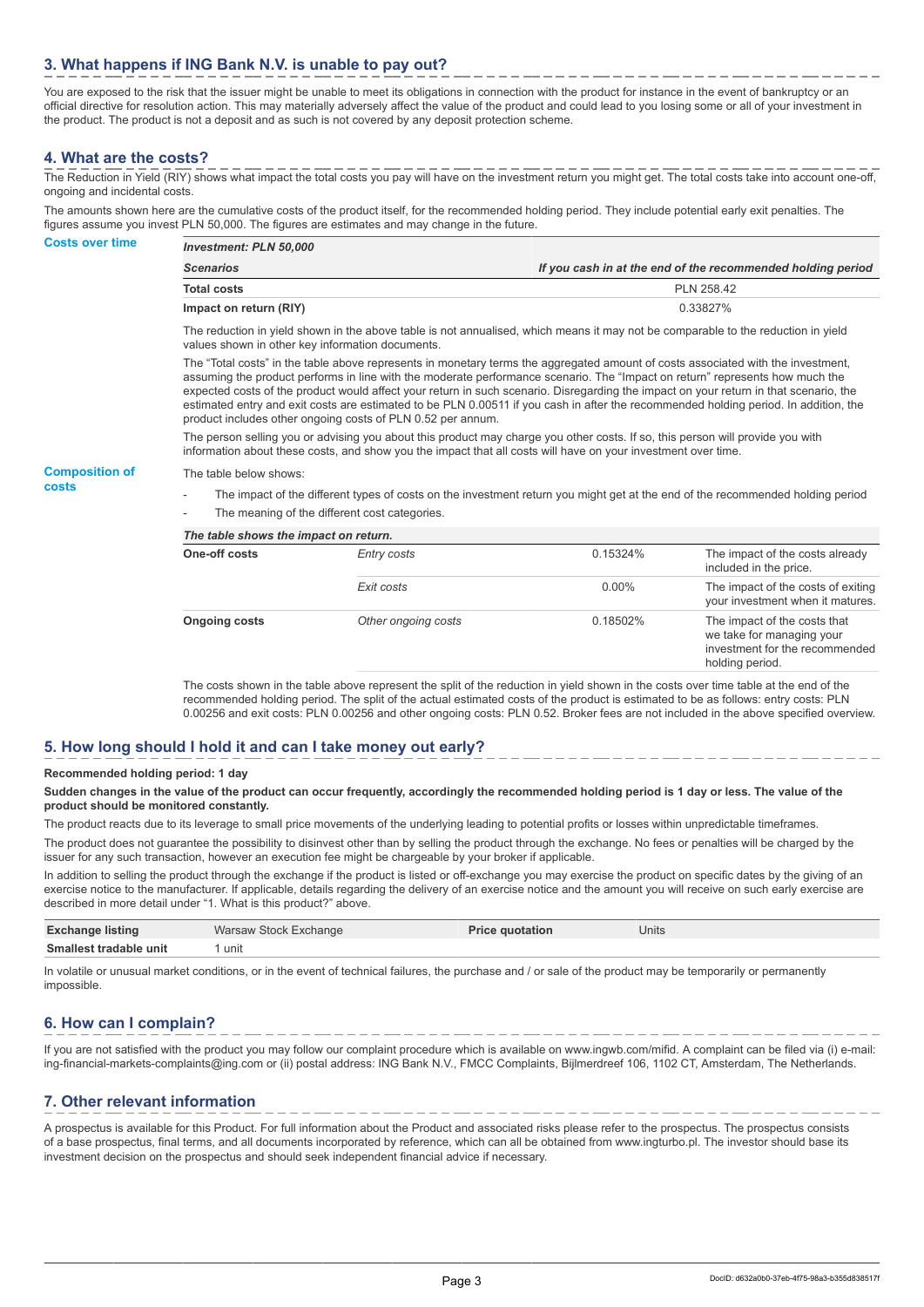## 3. What happens if ING Bank N.V. is unable to pay out?

You are exposed to the risk that the issuer might be unable to meet its obligations in connection with the product for instance in the event of bankruptcy or an official directive for resolution action. This may materially adversely affect the value of the product and could lead to you losing some or all of your investment in the product. The product is not a deposit and as such is not covered by any deposit protection scheme.

## 4. What are the costs?

The Reduction in Yield (RIY) shows what impact the total costs you pay will have on the investment return you might get. The total costs take into account one-off, ongoing and incidental costs.

The amounts shown here are the cumulative costs of the product itself, for the recommended holding period. They include potential early exit penalties. The figures assume you invest PLN 50,000. The figures are estimates and may change in the future.

### Costs over time

| *Investment: PLN 50,000* | |
|---|---|
| ***Scenarios*** | ***If you cash in at the end of the recommended holding period*** |
| **Total costs** | PLN 258.42 |
| **Impact on return (RIY)** | 0.33827% |

The reduction in yield shown in the above table is not annualised, which means it may not be comparable to the reduction in yield values shown in other key information documents.

The "Total costs" in the table above represents in monetary terms the aggregated amount of costs associated with the investment, assuming the product performs in line with the moderate performance scenario. The "Impact on return" represents how much the expected costs of the product would affect your return in such scenario. Disregarding the impact on your return in that scenario, the estimated entry and exit costs are estimated to be PLN 0.00511 if you cash in after the recommended holding period. In addition, the product includes other ongoing costs of PLN 0.52 per annum.

The person selling you or advising you about this product may charge you other costs. If so, this person will provide you with information about these costs, and show you the impact that all costs will have on your investment over time.

### Composition of costs

The table below shows:

- The impact of the different types of costs on the investment return you might get at the end of the recommended holding period
- The meaning of the different cost categories.

| *The table shows the impact on return.* | | | |
|---|---|---|---|
| **One-off costs** | *Entry costs* | 0.15324% | The impact of the costs already included in the price. |
| | *Exit costs* | 0.00% | The impact of the costs of exiting your investment when it matures. |
| **Ongoing costs** | *Other ongoing costs* | 0.18502% | The impact of the costs that we take for managing your investment for the recommended holding period. |

The costs shown in the table above represent the split of the reduction in yield shown in the costs over time table at the end of the recommended holding period. The split of the actual estimated costs of the product is estimated to be as follows: entry costs: PLN 0.00256 and exit costs: PLN 0.00256 and other ongoing costs: PLN 0.52. Broker fees are not included in the above specified overview.

## 5. How long should I hold it and can I take money out early?

**Recommended holding period: 1 day**

**Sudden changes in the value of the product can occur frequently, accordingly the recommended holding period is 1 day or less. The value of the product should be monitored constantly.**

The product reacts due to its leverage to small price movements of the underlying leading to potential profits or losses within unpredictable timeframes.

The product does not guarantee the possibility to disinvest other than by selling the product through the exchange. No fees or penalties will be charged by the issuer for any such transaction, however an execution fee might be chargeable by your broker if applicable.

In addition to selling the product through the exchange if the product is listed or off-exchange you may exercise the product on specific dates by the giving of an exercise notice to the manufacturer. If applicable, details regarding the delivery of an exercise notice and the amount you will receive on such early exercise are described in more detail under "1. What is this product?" above.

| **Exchange listing** | Warsaw Stock Exchange | **Price quotation** | Units |
|---|---|---|---|
| **Smallest tradable unit** | 1 unit | | |

In volatile or unusual market conditions, or in the event of technical failures, the purchase and / or sale of the product may be temporarily or permanently impossible.

## 6. How can I complain?

If you are not satisfied with the product you may follow our complaint procedure which is available on www.ingwb.com/mifid. A complaint can be filed via (i) e-mail: ing-financial-markets-complaints@ing.com or (ii) postal address: ING Bank N.V., FMCC Complaints, Bijlmerdreef 106, 1102 CT, Amsterdam, The Netherlands.

## 7. Other relevant information

A prospectus is available for this Product. For full information about the Product and associated risks please refer to the prospectus. The prospectus consists of a base prospectus, final terms, and all documents incorporated by reference, which can all be obtained from www.ingturbo.pl. The investor should base its investment decision on the prospectus and should seek independent financial advice if necessary.

DocID: d632a0b0-37eb-4f75-98a3-b355d838517f